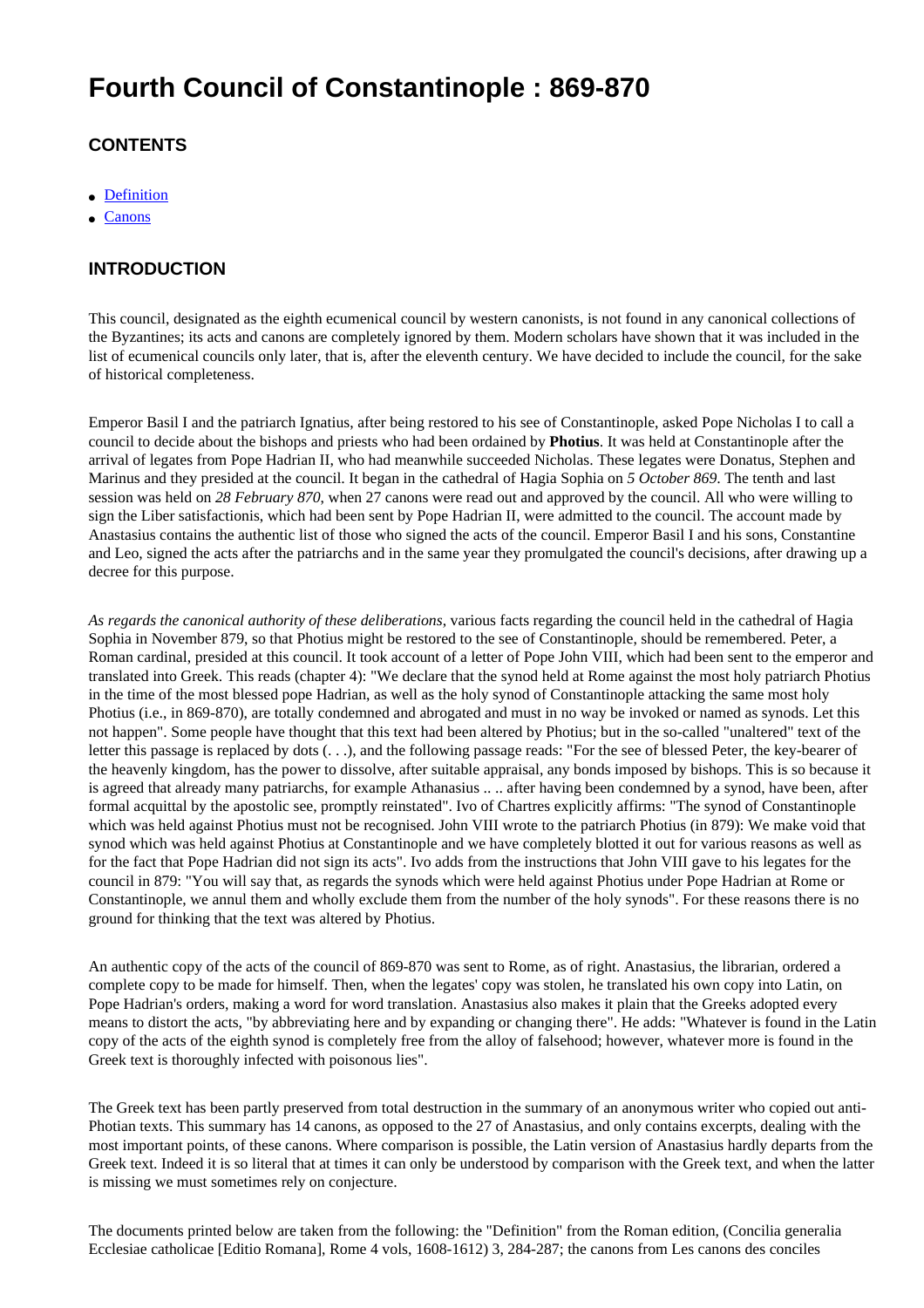# Fourth Council of Constantinople : 869-870

## CONTENTS

- Definition
- Canons

## INTRODUCTION

This council, designated as the eighth ecumenical council by western canonists, is not found in any canonical collections of the Byzantines; its acts and canons are completely ignored by them. Modern scholars have shown that it was included in the list of ecumenical councils only later, that is, after the eleventh century. We have decided to include the council, for the sake of historical completeness.

Emperor Basil I and the patriarch Ignatius, after being restored to his see of Constantinople, asked Pope Nicholas I to call a council to decide about the bishops and priests who had been ordained by **Photius**. It was held at Constantinople after the arrival of legates from Pope Hadrian II, who had meanwhile succeeded Nicholas. These legates were Donatus, Stephen and Marinus and they presided at the council. It began in the cathedral of Hagia Sophia on *5 October 869*. The tenth and last session was held on *28 February 870*, when 27 canons were read out and approved by the council. All who were willing to sign the Liber satisfactionis, which had been sent by Pope Hadrian II, were admitted to the council. The account made by Anastasius contains the authentic list of those who signed the acts of the council. Emperor Basil I and his sons, Constantine and Leo, signed the acts after the patriarchs and in the same year they promulgated the council's decisions, after drawing up a decree for this purpose.

*As regards the canonical authority of these deliberations*, various facts regarding the council held in the cathedral of Hagia Sophia in November 879, so that Photius might be restored to the see of Constantinople, should be remembered. Peter, a Roman cardinal, presided at this council. It took account of a letter of Pope John VIII, which had been sent to the emperor and translated into Greek. This reads (chapter 4): "We declare that the synod held at Rome against the most holy patriarch Photius in the time of the most blessed pope Hadrian, as well as the holy synod of Constantinople attacking the same most holy Photius (i.e., in 869-870), are totally condemned and abrogated and must in no way be invoked or named as synods. Let this not happen". Some people have thought that this text had been altered by Photius; but in the so-called "unaltered" text of the letter this passage is replaced by dots (. . .), and the following passage reads: "For the see of blessed Peter, the key-bearer of the heavenly kingdom, has the power to dissolve, after suitable appraisal, any bonds imposed by bishops. This is so because it is agreed that already many patriarchs, for example Athanasius .. .. after having been condemned by a synod, have been, after formal acquittal by the apostolic see, promptly reinstated". Ivo of Chartres explicitly affirms: "The synod of Constantinople which was held against Photius must not be recognised. John VIII wrote to the patriarch Photius (in 879): We make void that synod which was held against Photius at Constantinople and we have completely blotted it out for various reasons as well as for the fact that Pope Hadrian did not sign its acts". Ivo adds from the instructions that John VIII gave to his legates for the council in 879: "You will say that, as regards the synods which were held against Photius under Pope Hadrian at Rome or Constantinople, we annul them and wholly exclude them from the number of the holy synods". For these reasons there is no ground for thinking that the text was altered by Photius.

An authentic copy of the acts of the council of 869-870 was sent to Rome, as of right. Anastasius, the librarian, ordered a complete copy to be made for himself. Then, when the legates' copy was stolen, he translated his own copy into Latin, on Pope Hadrian's orders, making a word for word translation. Anastasius also makes it plain that the Greeks adopted every means to distort the acts, "by abbreviating here and by expanding or changing there". He adds: "Whatever is found in the Latin copy of the acts of the eighth synod is completely free from the alloy of falsehood; however, whatever more is found in the Greek text is thoroughly infected with poisonous lies".

The Greek text has been partly preserved from total destruction in the summary of an anonymous writer who copied out anti-Photian texts. This summary has 14 canons, as opposed to the 27 of Anastasius, and only contains excerpts, dealing with the most important points, of these canons. Where comparison is possible, the Latin version of Anastasius hardly departs from the Greek text. Indeed it is so literal that at times it can only be understood by comparison with the Greek text, and when the latter is missing we must sometimes rely on conjecture.

The documents printed below are taken from the following: the "Definition" from the Roman edition, (Concilia generalia Ecclesiae catholicae [Editio Romana], Rome 4 vols, 1608-1612) 3, 284-287; the canons from Les canons des conciles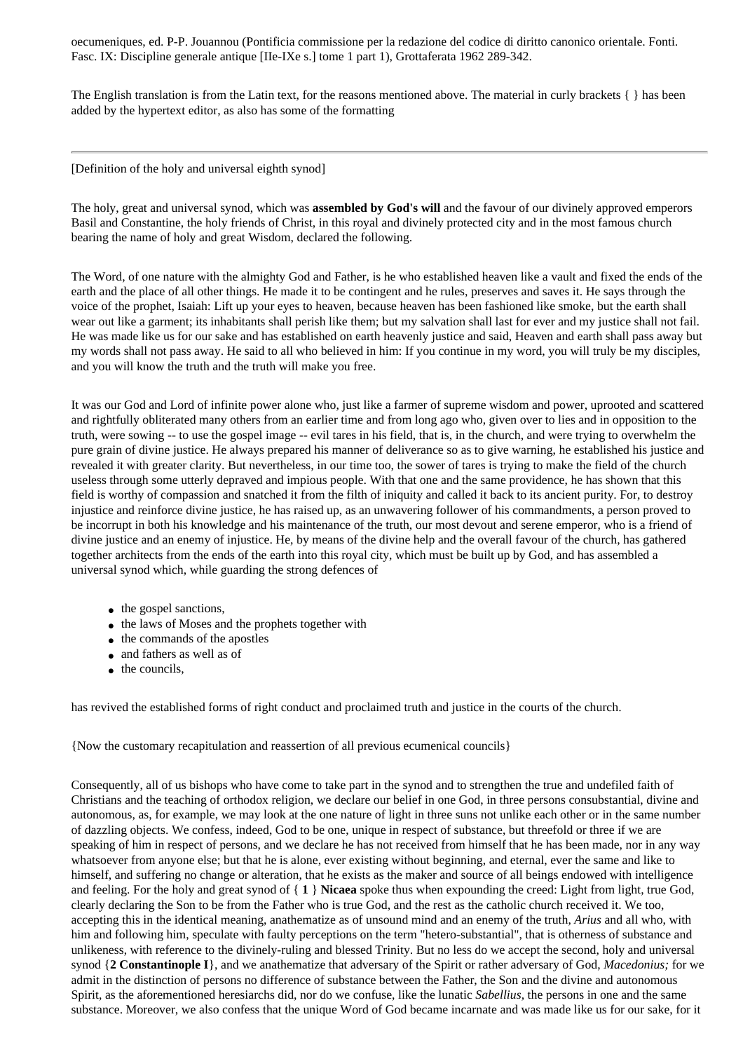oecumeniques, ed. P-P. Jouannou (Pontificia commissione per la redazione del codice di diritto canonico orientale. Fonti. Fasc. IX: Discipline generale antique [IIe-IXe s.] tome 1 part 1), Grottaferata 1962 289-342.

The English translation is from the Latin text, for the reasons mentioned above. The material in curly brackets { } has been added by the hypertext editor, as also has some of the formatting

---

[Definition of the holy and universal eighth synod]

The holy, great and universal synod, which was **assembled by God's will** and the favour of our divinely approved emperors Basil and Constantine, the holy friends of Christ, in this royal and divinely protected city and in the most famous church bearing the name of holy and great Wisdom, declared the following.

The Word, of one nature with the almighty God and Father, is he who established heaven like a vault and fixed the ends of the earth and the place of all other things. He made it to be contingent and he rules, preserves and saves it. He says through the voice of the prophet, Isaiah: Lift up your eyes to heaven, because heaven has been fashioned like smoke, but the earth shall wear out like a garment; its inhabitants shall perish like them; but my salvation shall last for ever and my justice shall not fail. He was made like us for our sake and has established on earth heavenly justice and said, Heaven and earth shall pass away but my words shall not pass away. He said to all who believed in him: If you continue in my word, you will truly be my disciples, and you will know the truth and the truth will make you free.

It was our God and Lord of infinite power alone who, just like a farmer of supreme wisdom and power, uprooted and scattered and rightfully obliterated many others from an earlier time and from long ago who, given over to lies and in opposition to the truth, were sowing -- to use the gospel image -- evil tares in his field, that is, in the church, and were trying to overwhelm the pure grain of divine justice. He always prepared his manner of deliverance so as to give warning, he established his justice and revealed it with greater clarity. But nevertheless, in our time too, the sower of tares is trying to make the field of the church useless through some utterly depraved and impious people. With that one and the same providence, he has shown that this field is worthy of compassion and snatched it from the filth of iniquity and called it back to its ancient purity. For, to destroy injustice and reinforce divine justice, he has raised up, as an unwavering follower of his commandments, a person proved to be incorrupt in both his knowledge and his maintenance of the truth, our most devout and serene emperor, who is a friend of divine justice and an enemy of injustice. He, by means of the divine help and the overall favour of the church, has gathered together architects from the ends of the earth into this royal city, which must be built up by God, and has assembled a universal synod which, while guarding the strong defences of

- the gospel sanctions,
- the laws of Moses and the prophets together with
- the commands of the apostles
- and fathers as well as of
- the councils,

has revived the established forms of right conduct and proclaimed truth and justice in the courts of the church.

{Now the customary recapitulation and reassertion of all previous ecumenical councils}

Consequently, all of us bishops who have come to take part in the synod and to strengthen the true and undefiled faith of Christians and the teaching of orthodox religion, we declare our belief in one God, in three persons consubstantial, divine and autonomous, as, for example, we may look at the one nature of light in three suns not unlike each other or in the same number of dazzling objects. We confess, indeed, God to be one, unique in respect of substance, but threefold or three if we are speaking of him in respect of persons, and we declare he has not received from himself that he has been made, nor in any way whatsoever from anyone else; but that he is alone, ever existing without beginning, and eternal, ever the same and like to himself, and suffering no change or alteration, that he exists as the maker and source of all beings endowed with intelligence and feeling. For the holy and great synod of { **1** } **Nicaea** spoke thus when expounding the creed: Light from light, true God, clearly declaring the Son to be from the Father who is true God, and the rest as the catholic church received it. We too, accepting this in the identical meaning, anathematize as of unsound mind and an enemy of the truth, *Arius* and all who, with him and following him, speculate with faulty perceptions on the term "hetero-substantial", that is otherness of substance and unlikeness, with reference to the divinely-ruling and blessed Trinity. But no less do we accept the second, holy and universal synod {**2 Constantinople I**}, and we anathematize that adversary of the Spirit or rather adversary of God, *Macedonius;* for we admit in the distinction of persons no difference of substance between the Father, the Son and the divine and autonomous Spirit, as the aforementioned heresiarchs did, nor do we confuse, like the lunatic *Sabellius*, the persons in one and the same substance. Moreover, we also confess that the unique Word of God became incarnate and was made like us for our sake, for it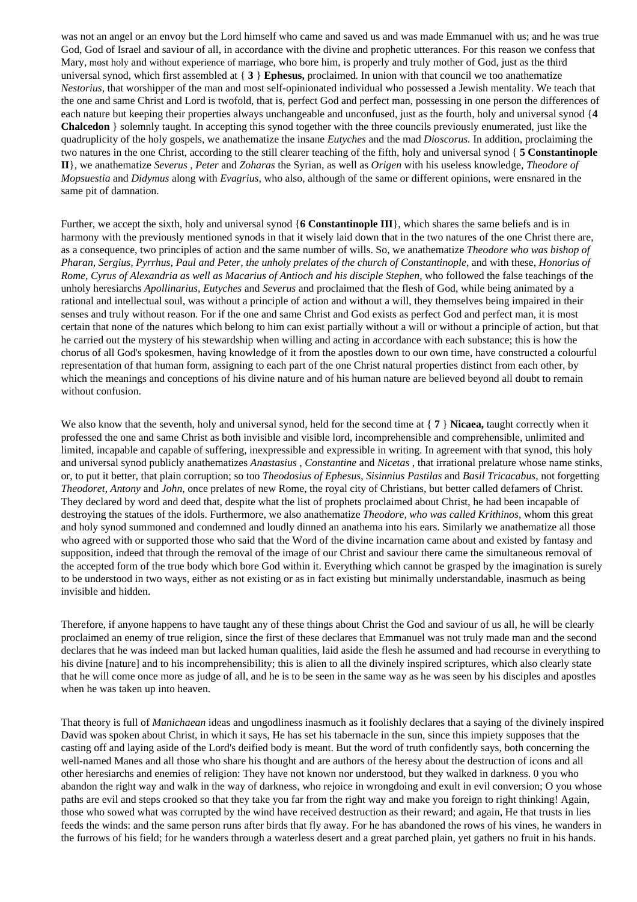was not an angel or an envoy but the Lord himself who came and saved us and was made Emmanuel with us; and he was true God, God of Israel and saviour of all, in accordance with the divine and prophetic utterances. For this reason we confess that Mary, most holy and without experience of marriage, who bore him, is properly and truly mother of God, just as the third universal synod, which first assembled at { **3** } **Ephesus,** proclaimed. In union with that council we too anathematize *Nestorius*, that worshipper of the man and most self-opinionated individual who possessed a Jewish mentality. We teach that the one and same Christ and Lord is twofold, that is, perfect God and perfect man, possessing in one person the differences of each nature but keeping their properties always unchangeable and unconfused, just as the fourth, holy and universal synod {**4 Chalcedon** } solemnly taught. In accepting this synod together with the three councils previously enumerated, just like the quadruplicity of the holy gospels, we anathematize the insane *Eutyches* and the mad *Dioscorus.* In addition, proclaiming the two natures in the one Christ, according to the still clearer teaching of the fifth, holy and universal synod { **5 Constantinople II**}, we anathematize *Severus* , *Peter* and *Zoharas* the Syrian, as well as *Origen* with his useless knowledge, *Theodore of Mopsuestia* and *Didymus* along with *Evagrius*, who also, although of the same or different opinions, were ensnared in the same pit of damnation.

Further, we accept the sixth, holy and universal synod {**6 Constantinople III**}, which shares the same beliefs and is in harmony with the previously mentioned synods in that it wisely laid down that in the two natures of the one Christ there are, as a consequence, two principles of action and the same number of wills. So, we anathematize *Theodore who was bishop of Pharan, Sergius, Pyrrhus, Paul and Peter, the unholy prelates of the church of Constantinople*, and with these, *Honorius of Rome, Cyrus of Alexandria as well as Macarius of Antioch and his disciple Stephen*, who followed the false teachings of the unholy heresiarchs *Apollinarius, Eutyches* and *Severus* and proclaimed that the flesh of God, while being animated by a rational and intellectual soul, was without a principle of action and without a will, they themselves being impaired in their senses and truly without reason. For if the one and same Christ and God exists as perfect God and perfect man, it is most certain that none of the natures which belong to him can exist partially without a will or without a principle of action, but that he carried out the mystery of his stewardship when willing and acting in accordance with each substance; this is how the chorus of all God's spokesmen, having knowledge of it from the apostles down to our own time, have constructed a colourful representation of that human form, assigning to each part of the one Christ natural properties distinct from each other, by which the meanings and conceptions of his divine nature and of his human nature are believed beyond all doubt to remain without confusion.

We also know that the seventh, holy and universal synod, held for the second time at { **7** } **Nicaea,** taught correctly when it professed the one and same Christ as both invisible and visible lord, incomprehensible and comprehensible, unlimited and limited, incapable and capable of suffering, inexpressible and expressible in writing. In agreement with that synod, this holy and universal synod publicly anathematizes *Anastasius* , *Constantine* and *Nicetas* , that irrational prelature whose name stinks, or, to put it better, that plain corruption; so too *Theodosius of Ephesus, Sisinnius Pastilas* and *Basil Tricacabus*, not forgetting *Theodoret, Antony* and *John*, once prelates of new Rome, the royal city of Christians, but better called defamers of Christ. They declared by word and deed that, despite what the list of prophets proclaimed about Christ, he had been incapable of destroying the statues of the idols. Furthermore, we also anathematize *Theodore, who was called Krithinos*, whom this great and holy synod summoned and condemned and loudly dinned an anathema into his ears. Similarly we anathematize all those who agreed with or supported those who said that the Word of the divine incarnation came about and existed by fantasy and supposition, indeed that through the removal of the image of our Christ and saviour there came the simultaneous removal of the accepted form of the true body which bore God within it. Everything which cannot be grasped by the imagination is surely to be understood in two ways, either as not existing or as in fact existing but minimally understandable, inasmuch as being invisible and hidden.

Therefore, if anyone happens to have taught any of these things about Christ the God and saviour of us all, he will be clearly proclaimed an enemy of true religion, since the first of these declares that Emmanuel was not truly made man and the second declares that he was indeed man but lacked human qualities, laid aside the flesh he assumed and had recourse in everything to his divine [nature] and to his incomprehensibility; this is alien to all the divinely inspired scriptures, which also clearly state that he will come once more as judge of all, and he is to be seen in the same way as he was seen by his disciples and apostles when he was taken up into heaven.

That theory is full of *Manichaean* ideas and ungodliness inasmuch as it foolishly declares that a saying of the divinely inspired David was spoken about Christ, in which it says, He has set his tabernacle in the sun, since this impiety supposes that the casting off and laying aside of the Lord's deified body is meant. But the word of truth confidently says, both concerning the well-named Manes and all those who share his thought and are authors of the heresy about the destruction of icons and all other heresiarchs and enemies of religion: They have not known nor understood, but they walked in darkness. 0 you who abandon the right way and walk in the way of darkness, who rejoice in wrongdoing and exult in evil conversion; O you whose paths are evil and steps crooked so that they take you far from the right way and make you foreign to right thinking! Again, those who sowed what was corrupted by the wind have received destruction as their reward; and again, He that trusts in lies feeds the winds: and the same person runs after birds that fly away. For he has abandoned the rows of his vines, he wanders in the furrows of his field; for he wanders through a waterless desert and a great parched plain, yet gathers no fruit in his hands.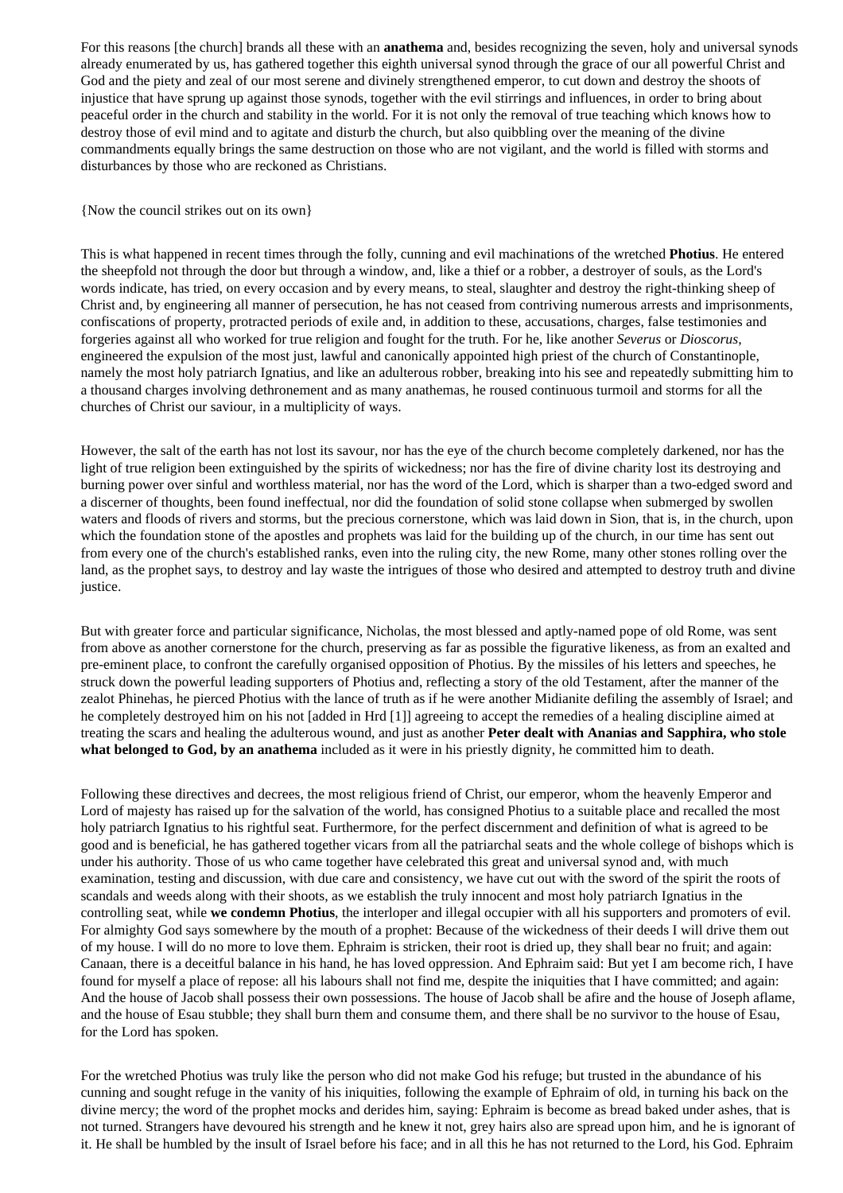For this reasons [the church] brands all these with an **anathema** and, besides recognizing the seven, holy and universal synods already enumerated by us, has gathered together this eighth universal synod through the grace of our all powerful Christ and God and the piety and zeal of our most serene and divinely strengthened emperor, to cut down and destroy the shoots of injustice that have sprung up against those synods, together with the evil stirrings and influences, in order to bring about peaceful order in the church and stability in the world. For it is not only the removal of true teaching which knows how to destroy those of evil mind and to agitate and disturb the church, but also quibbling over the meaning of the divine commandments equally brings the same destruction on those who are not vigilant, and the world is filled with storms and disturbances by those who are reckoned as Christians.

{Now the council strikes out on its own}

This is what happened in recent times through the folly, cunning and evil machinations of the wretched **Photius**. He entered the sheepfold not through the door but through a window, and, like a thief or a robber, a destroyer of souls, as the Lord's words indicate, has tried, on every occasion and by every means, to steal, slaughter and destroy the right-thinking sheep of Christ and, by engineering all manner of persecution, he has not ceased from contriving numerous arrests and imprisonments, confiscations of property, protracted periods of exile and, in addition to these, accusations, charges, false testimonies and forgeries against all who worked for true religion and fought for the truth. For he, like another *Severus* or *Dioscorus*, engineered the expulsion of the most just, lawful and canonically appointed high priest of the church of Constantinople, namely the most holy patriarch Ignatius, and like an adulterous robber, breaking into his see and repeatedly submitting him to a thousand charges involving dethronement and as many anathemas, he roused continuous turmoil and storms for all the churches of Christ our saviour, in a multiplicity of ways.

However, the salt of the earth has not lost its savour, nor has the eye of the church become completely darkened, nor has the light of true religion been extinguished by the spirits of wickedness; nor has the fire of divine charity lost its destroying and burning power over sinful and worthless material, nor has the word of the Lord, which is sharper than a two-edged sword and a discerner of thoughts, been found ineffectual, nor did the foundation of solid stone collapse when submerged by swollen waters and floods of rivers and storms, but the precious cornerstone, which was laid down in Sion, that is, in the church, upon which the foundation stone of the apostles and prophets was laid for the building up of the church, in our time has sent out from every one of the church's established ranks, even into the ruling city, the new Rome, many other stones rolling over the land, as the prophet says, to destroy and lay waste the intrigues of those who desired and attempted to destroy truth and divine justice.

But with greater force and particular significance, Nicholas, the most blessed and aptly-named pope of old Rome, was sent from above as another cornerstone for the church, preserving as far as possible the figurative likeness, as from an exalted and pre-eminent place, to confront the carefully organised opposition of Photius. By the missiles of his letters and speeches, he struck down the powerful leading supporters of Photius and, reflecting a story of the old Testament, after the manner of the zealot Phinehas, he pierced Photius with the lance of truth as if he were another Midianite defiling the assembly of Israel; and he completely destroyed him on his not [added in Hrd [1]] agreeing to accept the remedies of a healing discipline aimed at treating the scars and healing the adulterous wound, and just as another **Peter dealt with Ananias and Sapphira, who stole what belonged to God, by an anathema** included as it were in his priestly dignity, he committed him to death.

Following these directives and decrees, the most religious friend of Christ, our emperor, whom the heavenly Emperor and Lord of majesty has raised up for the salvation of the world, has consigned Photius to a suitable place and recalled the most holy patriarch Ignatius to his rightful seat. Furthermore, for the perfect discernment and definition of what is agreed to be good and is beneficial, he has gathered together vicars from all the patriarchal seats and the whole college of bishops which is under his authority. Those of us who came together have celebrated this great and universal synod and, with much examination, testing and discussion, with due care and consistency, we have cut out with the sword of the spirit the roots of scandals and weeds along with their shoots, as we establish the truly innocent and most holy patriarch Ignatius in the controlling seat, while **we condemn Photius**, the interloper and illegal occupier with all his supporters and promoters of evil. For almighty God says somewhere by the mouth of a prophet: Because of the wickedness of their deeds I will drive them out of my house. I will do no more to love them. Ephraim is stricken, their root is dried up, they shall bear no fruit; and again: Canaan, there is a deceitful balance in his hand, he has loved oppression. And Ephraim said: But yet I am become rich, I have found for myself a place of repose: all his labours shall not find me, despite the iniquities that I have committed; and again: And the house of Jacob shall possess their own possessions. The house of Jacob shall be afire and the house of Joseph aflame, and the house of Esau stubble; they shall burn them and consume them, and there shall be no survivor to the house of Esau, for the Lord has spoken.

For the wretched Photius was truly like the person who did not make God his refuge; but trusted in the abundance of his cunning and sought refuge in the vanity of his iniquities, following the example of Ephraim of old, in turning his back on the divine mercy; the word of the prophet mocks and derides him, saying: Ephraim is become as bread baked under ashes, that is not turned. Strangers have devoured his strength and he knew it not, grey hairs also are spread upon him, and he is ignorant of it. He shall be humbled by the insult of Israel before his face; and in all this he has not returned to the Lord, his God. Ephraim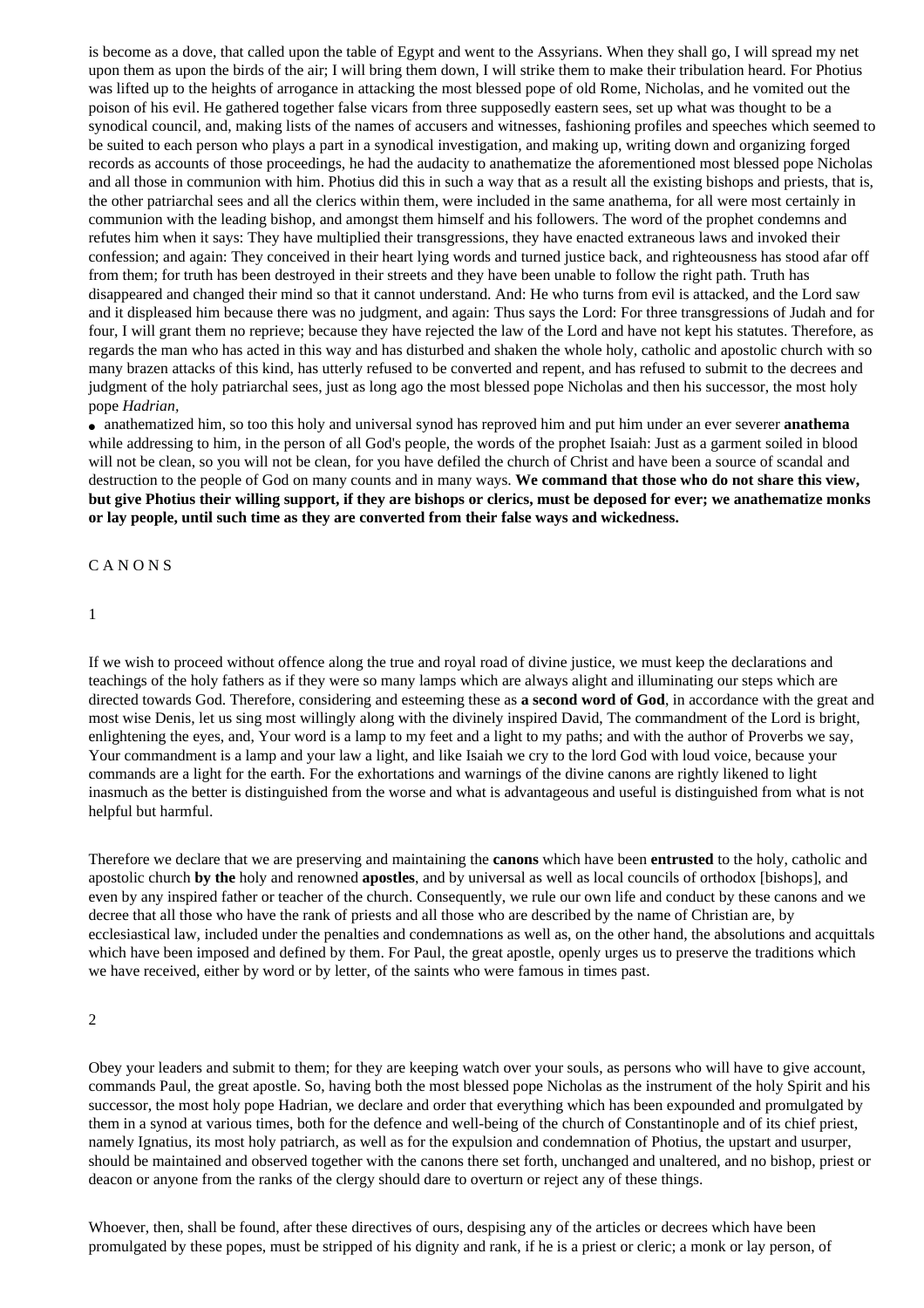is become as a dove, that called upon the table of Egypt and went to the Assyrians. When they shall go, I will spread my net upon them as upon the birds of the air; I will bring them down, I will strike them to make their tribulation heard. For Photius was lifted up to the heights of arrogance in attacking the most blessed pope of old Rome, Nicholas, and he vomited out the poison of his evil. He gathered together false vicars from three supposedly eastern sees, set up what was thought to be a synodical council, and, making lists of the names of accusers and witnesses, fashioning profiles and speeches which seemed to be suited to each person who plays a part in a synodical investigation, and making up, writing down and organizing forged records as accounts of those proceedings, he had the audacity to anathematize the aforementioned most blessed pope Nicholas and all those in communion with him. Photius did this in such a way that as a result all the existing bishops and priests, that is, the other patriarchal sees and all the clerics within them, were included in the same anathema, for all were most certainly in communion with the leading bishop, and amongst them himself and his followers. The word of the prophet condemns and refutes him when it says: They have multiplied their transgressions, they have enacted extraneous laws and invoked their confession; and again: They conceived in their heart lying words and turned justice back, and righteousness has stood afar off from them; for truth has been destroyed in their streets and they have been unable to follow the right path. Truth has disappeared and changed their mind so that it cannot understand. And: He who turns from evil is attacked, and the Lord saw and it displeased him because there was no judgment, and again: Thus says the Lord: For three transgressions of Judah and for four, I will grant them no reprieve; because they have rejected the law of the Lord and have not kept his statutes. Therefore, as regards the man who has acted in this way and has disturbed and shaken the whole holy, catholic and apostolic church with so many brazen attacks of this kind, has utterly refused to be converted and repent, and has refused to submit to the decrees and judgment of the holy patriarchal sees, just as long ago the most blessed pope Nicholas and then his successor, the most holy pope *Hadrian*,

- anathematized him, so too this holy and universal synod has reproved him and put him under an ever severer **anathema** while addressing to him, in the person of all God's people, the words of the prophet Isaiah: Just as a garment soiled in blood will not be clean, so you will not be clean, for you have defiled the church of Christ and have been a source of scandal and destruction to the people of God on many counts and in many ways. **We command that those who do not share this view, but give Photius their willing support, if they are bishops or clerics, must be deposed for ever; we anathematize monks or lay people, until such time as they are converted from their false ways and wickedness.**

## C A N O N S

### 1

If we wish to proceed without offence along the true and royal road of divine justice, we must keep the declarations and teachings of the holy fathers as if they were so many lamps which are always alight and illuminating our steps which are directed towards God. Therefore, considering and esteeming these as **a second word of God**, in accordance with the great and most wise Denis, let us sing most willingly along with the divinely inspired David, The commandment of the Lord is bright, enlightening the eyes, and, Your word is a lamp to my feet and a light to my paths; and with the author of Proverbs we say, Your commandment is a lamp and your law a light, and like Isaiah we cry to the lord God with loud voice, because your commands are a light for the earth. For the exhortations and warnings of the divine canons are rightly likened to light inasmuch as the better is distinguished from the worse and what is advantageous and useful is distinguished from what is not helpful but harmful.

Therefore we declare that we are preserving and maintaining the **canons** which have been **entrusted** to the holy, catholic and apostolic church **by the** holy and renowned **apostles**, and by universal as well as local councils of orthodox [bishops], and even by any inspired father or teacher of the church. Consequently, we rule our own life and conduct by these canons and we decree that all those who have the rank of priests and all those who are described by the name of Christian are, by ecclesiastical law, included under the penalties and condemnations as well as, on the other hand, the absolutions and acquittals which have been imposed and defined by them. For Paul, the great apostle, openly urges us to preserve the traditions which we have received, either by word or by letter, of the saints who were famous in times past.

### 2

Obey your leaders and submit to them; for they are keeping watch over your souls, as persons who will have to give account, commands Paul, the great apostle. So, having both the most blessed pope Nicholas as the instrument of the holy Spirit and his successor, the most holy pope Hadrian, we declare and order that everything which has been expounded and promulgated by them in a synod at various times, both for the defence and well-being of the church of Constantinople and of its chief priest, namely Ignatius, its most holy patriarch, as well as for the expulsion and condemnation of Photius, the upstart and usurper, should be maintained and observed together with the canons there set forth, unchanged and unaltered, and no bishop, priest or deacon or anyone from the ranks of the clergy should dare to overturn or reject any of these things.

Whoever, then, shall be found, after these directives of ours, despising any of the articles or decrees which have been promulgated by these popes, must be stripped of his dignity and rank, if he is a priest or cleric; a monk or lay person, of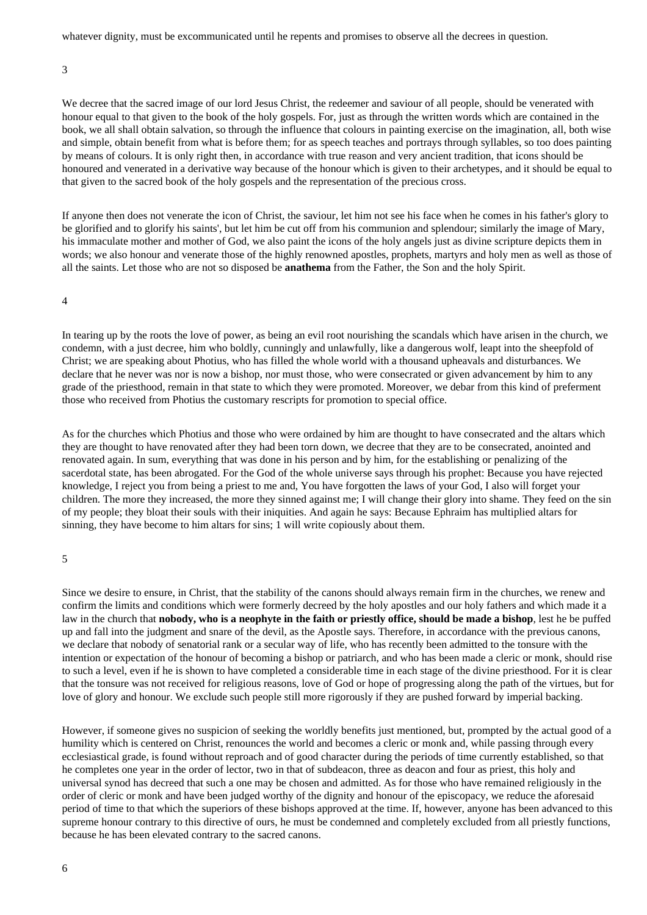whatever dignity, must be excommunicated until he repents and promises to observe all the decrees in question.

3

We decree that the sacred image of our lord Jesus Christ, the redeemer and saviour of all people, should be venerated with honour equal to that given to the book of the holy gospels. For, just as through the written words which are contained in the book, we all shall obtain salvation, so through the influence that colours in painting exercise on the imagination, all, both wise and simple, obtain benefit from what is before them; for as speech teaches and portrays through syllables, so too does painting by means of colours. It is only right then, in accordance with true reason and very ancient tradition, that icons should be honoured and venerated in a derivative way because of the honour which is given to their archetypes, and it should be equal to that given to the sacred book of the holy gospels and the representation of the precious cross.

If anyone then does not venerate the icon of Christ, the saviour, let him not see his face when he comes in his father's glory to be glorified and to glorify his saints', but let him be cut off from his communion and splendour; similarly the image of Mary, his immaculate mother and mother of God, we also paint the icons of the holy angels just as divine scripture depicts them in words; we also honour and venerate those of the highly renowned apostles, prophets, martyrs and holy men as well as those of all the saints. Let those who are not so disposed be **anathema** from the Father, the Son and the holy Spirit.

4

In tearing up by the roots the love of power, as being an evil root nourishing the scandals which have arisen in the church, we condemn, with a just decree, him who boldly, cunningly and unlawfully, like a dangerous wolf, leapt into the sheepfold of Christ; we are speaking about Photius, who has filled the whole world with a thousand upheavals and disturbances. We declare that he never was nor is now a bishop, nor must those, who were consecrated or given advancement by him to any grade of the priesthood, remain in that state to which they were promoted. Moreover, we debar from this kind of preferment those who received from Photius the customary rescripts for promotion to special office.

As for the churches which Photius and those who were ordained by him are thought to have consecrated and the altars which they are thought to have renovated after they had been torn down, we decree that they are to be consecrated, anointed and renovated again. In sum, everything that was done in his person and by him, for the establishing or penalizing of the sacerdotal state, has been abrogated. For the God of the whole universe says through his prophet: Because you have rejected knowledge, I reject you from being a priest to me and, You have forgotten the laws of your God, I also will forget your children. The more they increased, the more they sinned against me; I will change their glory into shame. They feed on the sin of my people; they bloat their souls with their iniquities. And again he says: Because Ephraim has multiplied altars for sinning, they have become to him altars for sins; 1 will write copiously about them.

5

Since we desire to ensure, in Christ, that the stability of the canons should always remain firm in the churches, we renew and confirm the limits and conditions which were formerly decreed by the holy apostles and our holy fathers and which made it a law in the church that **nobody, who is a neophyte in the faith or priestly office, should be made a bishop**, lest he be puffed up and fall into the judgment and snare of the devil, as the Apostle says. Therefore, in accordance with the previous canons, we declare that nobody of senatorial rank or a secular way of life, who has recently been admitted to the tonsure with the intention or expectation of the honour of becoming a bishop or patriarch, and who has been made a cleric or monk, should rise to such a level, even if he is shown to have completed a considerable time in each stage of the divine priesthood. For it is clear that the tonsure was not received for religious reasons, love of God or hope of progressing along the path of the virtues, but for love of glory and honour. We exclude such people still more rigorously if they are pushed forward by imperial backing.

However, if someone gives no suspicion of seeking the worldly benefits just mentioned, but, prompted by the actual good of a humility which is centered on Christ, renounces the world and becomes a cleric or monk and, while passing through every ecclesiastical grade, is found without reproach and of good character during the periods of time currently established, so that he completes one year in the order of lector, two in that of subdeacon, three as deacon and four as priest, this holy and universal synod has decreed that such a one may be chosen and admitted. As for those who have remained religiously in the order of cleric or monk and have been judged worthy of the dignity and honour of the episcopacy, we reduce the aforesaid period of time to that which the superiors of these bishops approved at the time. If, however, anyone has been advanced to this supreme honour contrary to this directive of ours, he must be condemned and completely excluded from all priestly functions, because he has been elevated contrary to the sacred canons.

6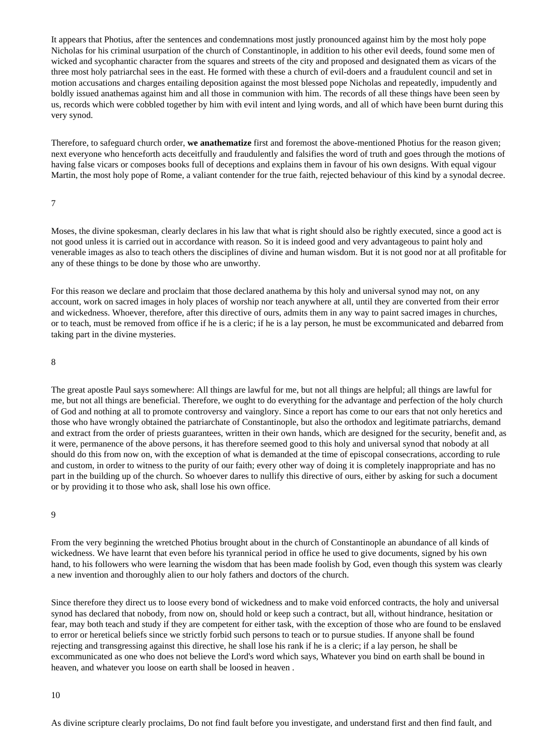It appears that Photius, after the sentences and condemnations most justly pronounced against him by the most holy pope Nicholas for his criminal usurpation of the church of Constantinople, in addition to his other evil deeds, found some men of wicked and sycophantic character from the squares and streets of the city and proposed and designated them as vicars of the three most holy patriarchal sees in the east. He formed with these a church of evil-doers and a fraudulent council and set in motion accusations and charges entailing deposition against the most blessed pope Nicholas and repeatedly, impudently and boldly issued anathemas against him and all those in communion with him. The records of all these things have been seen by us, records which were cobbled together by him with evil intent and lying words, and all of which have been burnt during this very synod.

Therefore, to safeguard church order, **we anathematize** first and foremost the above-mentioned Photius for the reason given; next everyone who henceforth acts deceitfully and fraudulently and falsifies the word of truth and goes through the motions of having false vicars or composes books full of deceptions and explains them in favour of his own designs. With equal vigour Martin, the most holy pope of Rome, a valiant contender for the true faith, rejected behaviour of this kind by a synodal decree.

7

Moses, the divine spokesman, clearly declares in his law that what is right should also be rightly executed, since a good act is not good unless it is carried out in accordance with reason. So it is indeed good and very advantageous to paint holy and venerable images as also to teach others the disciplines of divine and human wisdom. But it is not good nor at all profitable for any of these things to be done by those who are unworthy.

For this reason we declare and proclaim that those declared anathema by this holy and universal synod may not, on any account, work on sacred images in holy places of worship nor teach anywhere at all, until they are converted from their error and wickedness. Whoever, therefore, after this directive of ours, admits them in any way to paint sacred images in churches, or to teach, must be removed from office if he is a cleric; if he is a lay person, he must be excommunicated and debarred from taking part in the divine mysteries.

8

The great apostle Paul says somewhere: All things are lawful for me, but not all things are helpful; all things are lawful for me, but not all things are beneficial. Therefore, we ought to do everything for the advantage and perfection of the holy church of God and nothing at all to promote controversy and vainglory. Since a report has come to our ears that not only heretics and those who have wrongly obtained the patriarchate of Constantinople, but also the orthodox and legitimate patriarchs, demand and extract from the order of priests guarantees, written in their own hands, which are designed for the security, benefit and, as it were, permanence of the above persons, it has therefore seemed good to this holy and universal synod that nobody at all should do this from now on, with the exception of what is demanded at the time of episcopal consecrations, according to rule and custom, in order to witness to the purity of our faith; every other way of doing it is completely inappropriate and has no part in the building up of the church. So whoever dares to nullify this directive of ours, either by asking for such a document or by providing it to those who ask, shall lose his own office.

9

From the very beginning the wretched Photius brought about in the church of Constantinople an abundance of all kinds of wickedness. We have learnt that even before his tyrannical period in office he used to give documents, signed by his own hand, to his followers who were learning the wisdom that has been made foolish by God, even though this system was clearly a new invention and thoroughly alien to our holy fathers and doctors of the church.

Since therefore they direct us to loose every bond of wickedness and to make void enforced contracts, the holy and universal synod has declared that nobody, from now on, should hold or keep such a contract, but all, without hindrance, hesitation or fear, may both teach and study if they are competent for either task, with the exception of those who are found to be enslaved to error or heretical beliefs since we strictly forbid such persons to teach or to pursue studies. If anyone shall be found rejecting and transgressing against this directive, he shall lose his rank if he is a cleric; if a lay person, he shall be excommunicated as one who does not believe the Lord's word which says, Whatever you bind on earth shall be bound in heaven, and whatever you loose on earth shall be loosed in heaven .

10

As divine scripture clearly proclaims, Do not find fault before you investigate, and understand first and then find fault, and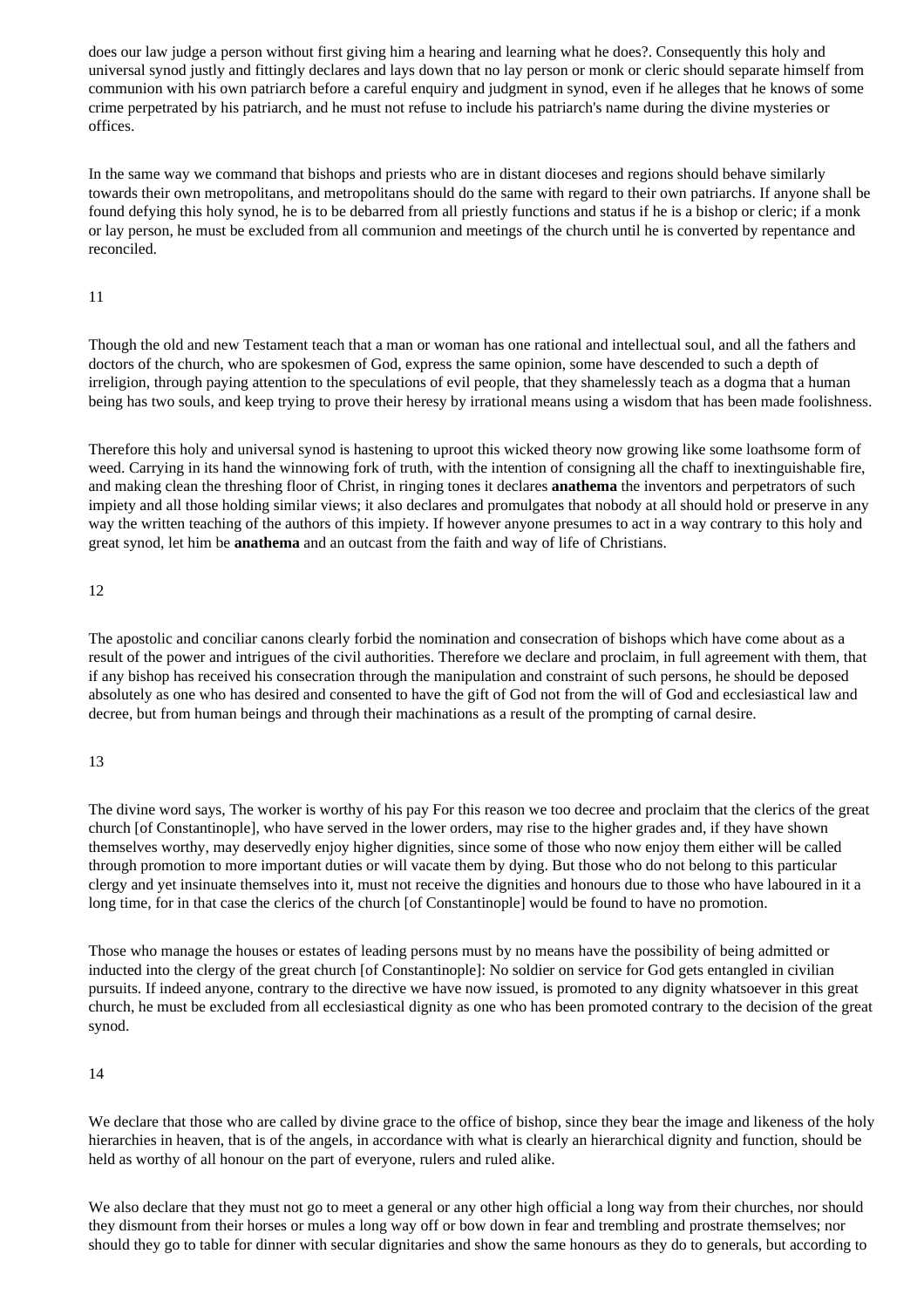does our law judge a person without first giving him a hearing and learning what he does?. Consequently this holy and universal synod justly and fittingly declares and lays down that no lay person or monk or cleric should separate himself from communion with his own patriarch before a careful enquiry and judgment in synod, even if he alleges that he knows of some crime perpetrated by his patriarch, and he must not refuse to include his patriarch's name during the divine mysteries or offices.

In the same way we command that bishops and priests who are in distant dioceses and regions should behave similarly towards their own metropolitans, and metropolitans should do the same with regard to their own patriarchs. If anyone shall be found defying this holy synod, he is to be debarred from all priestly functions and status if he is a bishop or cleric; if a monk or lay person, he must be excluded from all communion and meetings of the church until he is converted by repentance and reconciled.

11

Though the old and new Testament teach that a man or woman has one rational and intellectual soul, and all the fathers and doctors of the church, who are spokesmen of God, express the same opinion, some have descended to such a depth of irreligion, through paying attention to the speculations of evil people, that they shamelessly teach as a dogma that a human being has two souls, and keep trying to prove their heresy by irrational means using a wisdom that has been made foolishness.

Therefore this holy and universal synod is hastening to uproot this wicked theory now growing like some loathsome form of weed. Carrying in its hand the winnowing fork of truth, with the intention of consigning all the chaff to inextinguishable fire, and making clean the threshing floor of Christ, in ringing tones it declares **anathema** the inventors and perpetrators of such impiety and all those holding similar views; it also declares and promulgates that nobody at all should hold or preserve in any way the written teaching of the authors of this impiety. If however anyone presumes to act in a way contrary to this holy and great synod, let him be **anathema** and an outcast from the faith and way of life of Christians.

12

The apostolic and conciliar canons clearly forbid the nomination and consecration of bishops which have come about as a result of the power and intrigues of the civil authorities. Therefore we declare and proclaim, in full agreement with them, that if any bishop has received his consecration through the manipulation and constraint of such persons, he should be deposed absolutely as one who has desired and consented to have the gift of God not from the will of God and ecclesiastical law and decree, but from human beings and through their machinations as a result of the prompting of carnal desire.

13

The divine word says, The worker is worthy of his pay For this reason we too decree and proclaim that the clerics of the great church [of Constantinople], who have served in the lower orders, may rise to the higher grades and, if they have shown themselves worthy, may deservedly enjoy higher dignities, since some of those who now enjoy them either will be called through promotion to more important duties or will vacate them by dying. But those who do not belong to this particular clergy and yet insinuate themselves into it, must not receive the dignities and honours due to those who have laboured in it a long time, for in that case the clerics of the church [of Constantinople] would be found to have no promotion.

Those who manage the houses or estates of leading persons must by no means have the possibility of being admitted or inducted into the clergy of the great church [of Constantinople]: No soldier on service for God gets entangled in civilian pursuits. If indeed anyone, contrary to the directive we have now issued, is promoted to any dignity whatsoever in this great church, he must be excluded from all ecclesiastical dignity as one who has been promoted contrary to the decision of the great synod.

14

We declare that those who are called by divine grace to the office of bishop, since they bear the image and likeness of the holy hierarchies in heaven, that is of the angels, in accordance with what is clearly an hierarchical dignity and function, should be held as worthy of all honour on the part of everyone, rulers and ruled alike.

We also declare that they must not go to meet a general or any other high official a long way from their churches, nor should they dismount from their horses or mules a long way off or bow down in fear and trembling and prostrate themselves; nor should they go to table for dinner with secular dignitaries and show the same honours as they do to generals, but according to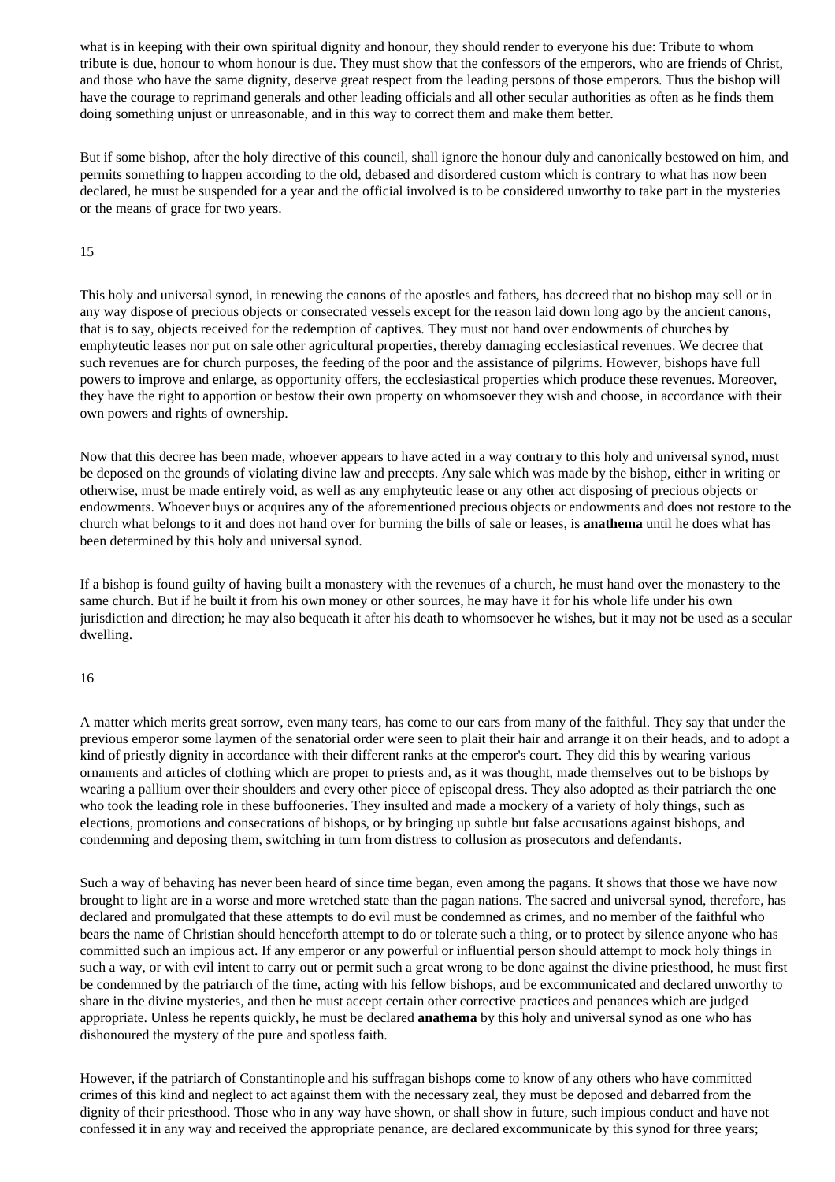what is in keeping with their own spiritual dignity and honour, they should render to everyone his due: Tribute to whom tribute is due, honour to whom honour is due. They must show that the confessors of the emperors, who are friends of Christ, and those who have the same dignity, deserve great respect from the leading persons of those emperors. Thus the bishop will have the courage to reprimand generals and other leading officials and all other secular authorities as often as he finds them doing something unjust or unreasonable, and in this way to correct them and make them better.

But if some bishop, after the holy directive of this council, shall ignore the honour duly and canonically bestowed on him, and permits something to happen according to the old, debased and disordered custom which is contrary to what has now been declared, he must be suspended for a year and the official involved is to be considered unworthy to take part in the mysteries or the means of grace for two years.

15

This holy and universal synod, in renewing the canons of the apostles and fathers, has decreed that no bishop may sell or in any way dispose of precious objects or consecrated vessels except for the reason laid down long ago by the ancient canons, that is to say, objects received for the redemption of captives. They must not hand over endowments of churches by emphyteutic leases nor put on sale other agricultural properties, thereby damaging ecclesiastical revenues. We decree that such revenues are for church purposes, the feeding of the poor and the assistance of pilgrims. However, bishops have full powers to improve and enlarge, as opportunity offers, the ecclesiastical properties which produce these revenues. Moreover, they have the right to apportion or bestow their own property on whomsoever they wish and choose, in accordance with their own powers and rights of ownership.

Now that this decree has been made, whoever appears to have acted in a way contrary to this holy and universal synod, must be deposed on the grounds of violating divine law and precepts. Any sale which was made by the bishop, either in writing or otherwise, must be made entirely void, as well as any emphyteutic lease or any other act disposing of precious objects or endowments. Whoever buys or acquires any of the aforementioned precious objects or endowments and does not restore to the church what belongs to it and does not hand over for burning the bills of sale or leases, is **anathema** until he does what has been determined by this holy and universal synod.

If a bishop is found guilty of having built a monastery with the revenues of a church, he must hand over the monastery to the same church. But if he built it from his own money or other sources, he may have it for his whole life under his own jurisdiction and direction; he may also bequeath it after his death to whomsoever he wishes, but it may not be used as a secular dwelling.

16

A matter which merits great sorrow, even many tears, has come to our ears from many of the faithful. They say that under the previous emperor some laymen of the senatorial order were seen to plait their hair and arrange it on their heads, and to adopt a kind of priestly dignity in accordance with their different ranks at the emperor's court. They did this by wearing various ornaments and articles of clothing which are proper to priests and, as it was thought, made themselves out to be bishops by wearing a pallium over their shoulders and every other piece of episcopal dress. They also adopted as their patriarch the one who took the leading role in these buffooneries. They insulted and made a mockery of a variety of holy things, such as elections, promotions and consecrations of bishops, or by bringing up subtle but false accusations against bishops, and condemning and deposing them, switching in turn from distress to collusion as prosecutors and defendants.

Such a way of behaving has never been heard of since time began, even among the pagans. It shows that those we have now brought to light are in a worse and more wretched state than the pagan nations. The sacred and universal synod, therefore, has declared and promulgated that these attempts to do evil must be condemned as crimes, and no member of the faithful who bears the name of Christian should henceforth attempt to do or tolerate such a thing, or to protect by silence anyone who has committed such an impious act. If any emperor or any powerful or influential person should attempt to mock holy things in such a way, or with evil intent to carry out or permit such a great wrong to be done against the divine priesthood, he must first be condemned by the patriarch of the time, acting with his fellow bishops, and be excommunicated and declared unworthy to share in the divine mysteries, and then he must accept certain other corrective practices and penances which are judged appropriate. Unless he repents quickly, he must be declared **anathema** by this holy and universal synod as one who has dishonoured the mystery of the pure and spotless faith.

However, if the patriarch of Constantinople and his suffragan bishops come to know of any others who have committed crimes of this kind and neglect to act against them with the necessary zeal, they must be deposed and debarred from the dignity of their priesthood. Those who in any way have shown, or shall show in future, such impious conduct and have not confessed it in any way and received the appropriate penance, are declared excommunicate by this synod for three years;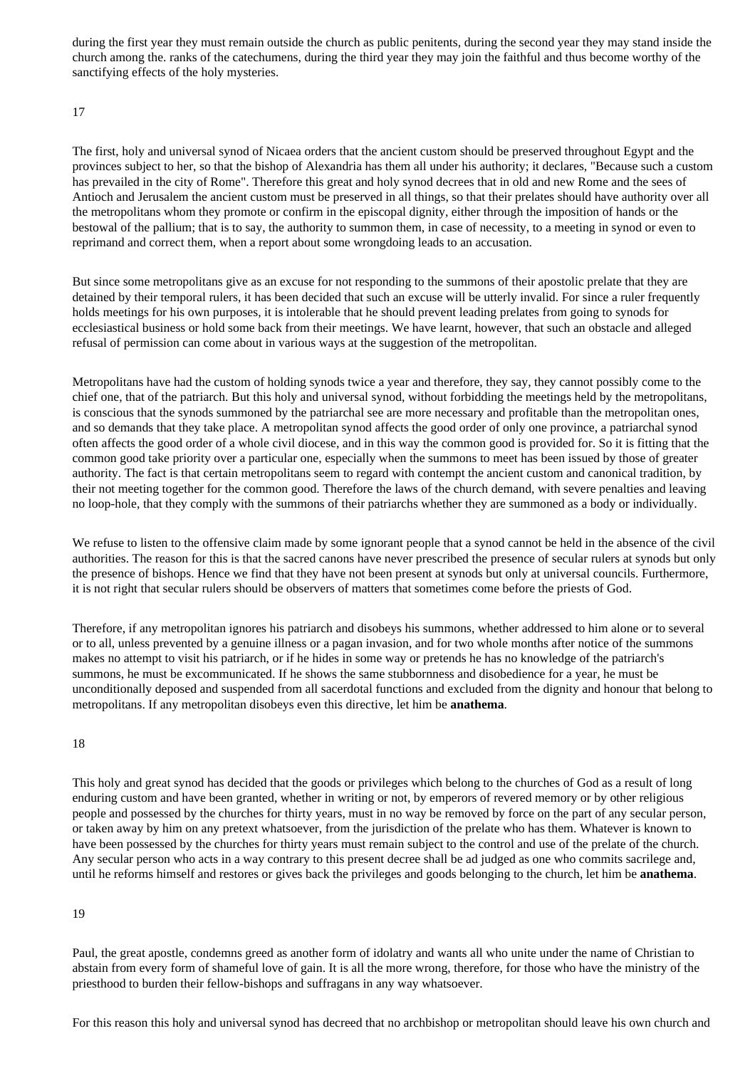during the first year they must remain outside the church as public penitents, during the second year they may stand inside the church among the. ranks of the catechumens, during the third year they may join the faithful and thus become worthy of the sanctifying effects of the holy mysteries.

17

The first, holy and universal synod of Nicaea orders that the ancient custom should be preserved throughout Egypt and the provinces subject to her, so that the bishop of Alexandria has them all under his authority; it declares, "Because such a custom has prevailed in the city of Rome". Therefore this great and holy synod decrees that in old and new Rome and the sees of Antioch and Jerusalem the ancient custom must be preserved in all things, so that their prelates should have authority over all the metropolitans whom they promote or confirm in the episcopal dignity, either through the imposition of hands or the bestowal of the pallium; that is to say, the authority to summon them, in case of necessity, to a meeting in synod or even to reprimand and correct them, when a report about some wrongdoing leads to an accusation.

But since some metropolitans give as an excuse for not responding to the summons of their apostolic prelate that they are detained by their temporal rulers, it has been decided that such an excuse will be utterly invalid. For since a ruler frequently holds meetings for his own purposes, it is intolerable that he should prevent leading prelates from going to synods for ecclesiastical business or hold some back from their meetings. We have learnt, however, that such an obstacle and alleged refusal of permission can come about in various ways at the suggestion of the metropolitan.

Metropolitans have had the custom of holding synods twice a year and therefore, they say, they cannot possibly come to the chief one, that of the patriarch. But this holy and universal synod, without forbidding the meetings held by the metropolitans, is conscious that the synods summoned by the patriarchal see are more necessary and profitable than the metropolitan ones, and so demands that they take place. A metropolitan synod affects the good order of only one province, a patriarchal synod often affects the good order of a whole civil diocese, and in this way the common good is provided for. So it is fitting that the common good take priority over a particular one, especially when the summons to meet has been issued by those of greater authority. The fact is that certain metropolitans seem to regard with contempt the ancient custom and canonical tradition, by their not meeting together for the common good. Therefore the laws of the church demand, with severe penalties and leaving no loop-hole, that they comply with the summons of their patriarchs whether they are summoned as a body or individually.

We refuse to listen to the offensive claim made by some ignorant people that a synod cannot be held in the absence of the civil authorities. The reason for this is that the sacred canons have never prescribed the presence of secular rulers at synods but only the presence of bishops. Hence we find that they have not been present at synods but only at universal councils. Furthermore, it is not right that secular rulers should be observers of matters that sometimes come before the priests of God.

Therefore, if any metropolitan ignores his patriarch and disobeys his summons, whether addressed to him alone or to several or to all, unless prevented by a genuine illness or a pagan invasion, and for two whole months after notice of the summons makes no attempt to visit his patriarch, or if he hides in some way or pretends he has no knowledge of the patriarch's summons, he must be excommunicated. If he shows the same stubbornness and disobedience for a year, he must be unconditionally deposed and suspended from all sacerdotal functions and excluded from the dignity and honour that belong to metropolitans. If any metropolitan disobeys even this directive, let him be **anathema**.

18

This holy and great synod has decided that the goods or privileges which belong to the churches of God as a result of long enduring custom and have been granted, whether in writing or not, by emperors of revered memory or by other religious people and possessed by the churches for thirty years, must in no way be removed by force on the part of any secular person, or taken away by him on any pretext whatsoever, from the jurisdiction of the prelate who has them. Whatever is known to have been possessed by the churches for thirty years must remain subject to the control and use of the prelate of the church. Any secular person who acts in a way contrary to this present decree shall be ad judged as one who commits sacrilege and, until he reforms himself and restores or gives back the privileges and goods belonging to the church, let him be **anathema**.

19

Paul, the great apostle, condemns greed as another form of idolatry and wants all who unite under the name of Christian to abstain from every form of shameful love of gain. It is all the more wrong, therefore, for those who have the ministry of the priesthood to burden their fellow-bishops and suffragans in any way whatsoever.

For this reason this holy and universal synod has decreed that no archbishop or metropolitan should leave his own church and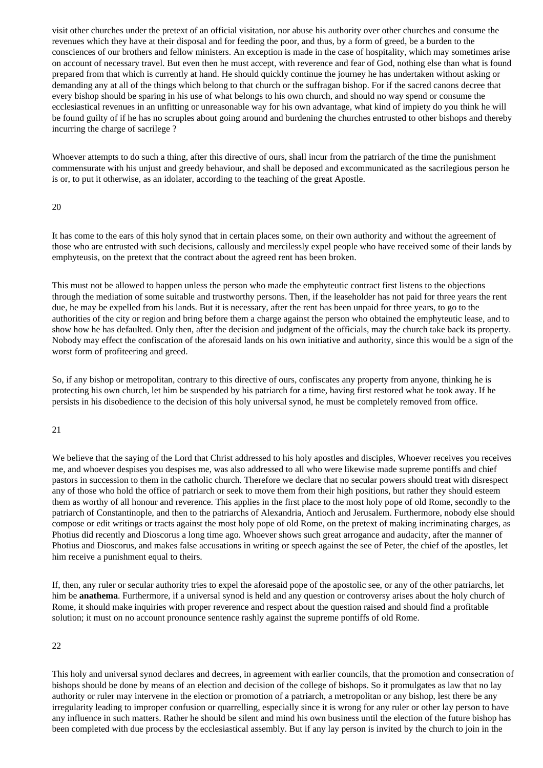visit other churches under the pretext of an official visitation, nor abuse his authority over other churches and consume the revenues which they have at their disposal and for feeding the poor, and thus, by a form of greed, be a burden to the consciences of our brothers and fellow ministers. An exception is made in the case of hospitality, which may sometimes arise on account of necessary travel. But even then he must accept, with reverence and fear of God, nothing else than what is found prepared from that which is currently at hand. He should quickly continue the journey he has undertaken without asking or demanding any at all of the things which belong to that church or the suffragan bishop. For if the sacred canons decree that every bishop should be sparing in his use of what belongs to his own church, and should no way spend or consume the ecclesiastical revenues in an unfitting or unreasonable way for his own advantage, what kind of impiety do you think he will be found guilty of if he has no scruples about going around and burdening the churches entrusted to other bishops and thereby incurring the charge of sacrilege ?

Whoever attempts to do such a thing, after this directive of ours, shall incur from the patriarch of the time the punishment commensurate with his unjust and greedy behaviour, and shall be deposed and excommunicated as the sacrilegious person he is or, to put it otherwise, as an idolater, according to the teaching of the great Apostle.

20

It has come to the ears of this holy synod that in certain places some, on their own authority and without the agreement of those who are entrusted with such decisions, callously and mercilessly expel people who have received some of their lands by emphyteusis, on the pretext that the contract about the agreed rent has been broken.

This must not be allowed to happen unless the person who made the emphyteutic contract first listens to the objections through the mediation of some suitable and trustworthy persons. Then, if the leaseholder has not paid for three years the rent due, he may be expelled from his lands. But it is necessary, after the rent has been unpaid for three years, to go to the authorities of the city or region and bring before them a charge against the person who obtained the emphyteutic lease, and to show how he has defaulted. Only then, after the decision and judgment of the officials, may the church take back its property. Nobody may effect the confiscation of the aforesaid lands on his own initiative and authority, since this would be a sign of the worst form of profiteering and greed.

So, if any bishop or metropolitan, contrary to this directive of ours, confiscates any property from anyone, thinking he is protecting his own church, let him be suspended by his patriarch for a time, having first restored what he took away. If he persists in his disobedience to the decision of this holy universal synod, he must be completely removed from office.

21

We believe that the saying of the Lord that Christ addressed to his holy apostles and disciples, Whoever receives you receives me, and whoever despises you despises me, was also addressed to all who were likewise made supreme pontiffs and chief pastors in succession to them in the catholic church. Therefore we declare that no secular powers should treat with disrespect any of those who hold the office of patriarch or seek to move them from their high positions, but rather they should esteem them as worthy of all honour and reverence. This applies in the first place to the most holy pope of old Rome, secondly to the patriarch of Constantinople, and then to the patriarchs of Alexandria, Antioch and Jerusalem. Furthermore, nobody else should compose or edit writings or tracts against the most holy pope of old Rome, on the pretext of making incriminating charges, as Photius did recently and Dioscorus a long time ago. Whoever shows such great arrogance and audacity, after the manner of Photius and Dioscorus, and makes false accusations in writing or speech against the see of Peter, the chief of the apostles, let him receive a punishment equal to theirs.

If, then, any ruler or secular authority tries to expel the aforesaid pope of the apostolic see, or any of the other patriarchs, let him be **anathema**. Furthermore, if a universal synod is held and any question or controversy arises about the holy church of Rome, it should make inquiries with proper reverence and respect about the question raised and should find a profitable solution; it must on no account pronounce sentence rashly against the supreme pontiffs of old Rome.

22

This holy and universal synod declares and decrees, in agreement with earlier councils, that the promotion and consecration of bishops should be done by means of an election and decision of the college of bishops. So it promulgates as law that no lay authority or ruler may intervene in the election or promotion of a patriarch, a metropolitan or any bishop, lest there be any irregularity leading to improper confusion or quarrelling, especially since it is wrong for any ruler or other lay person to have any influence in such matters. Rather he should be silent and mind his own business until the election of the future bishop has been completed with due process by the ecclesiastical assembly. But if any lay person is invited by the church to join in the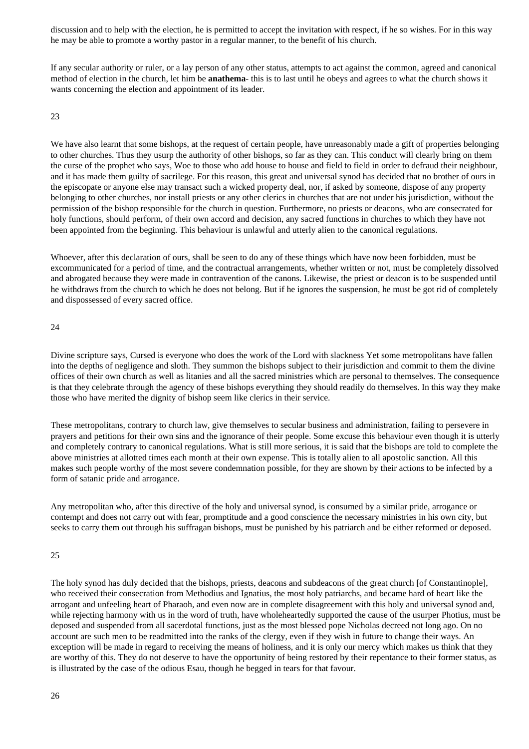discussion and to help with the election, he is permitted to accept the invitation with respect, if he so wishes. For in this way he may be able to promote a worthy pastor in a regular manner, to the benefit of his church.

If any secular authority or ruler, or a lay person of any other status, attempts to act against the common, agreed and canonical method of election in the church, let him be **anathema**- this is to last until he obeys and agrees to what the church shows it wants concerning the election and appointment of its leader.

23

We have also learnt that some bishops, at the request of certain people, have unreasonably made a gift of properties belonging to other churches. Thus they usurp the authority of other bishops, so far as they can. This conduct will clearly bring on them the curse of the prophet who says, Woe to those who add house to house and field to field in order to defraud their neighbour, and it has made them guilty of sacrilege. For this reason, this great and universal synod has decided that no brother of ours in the episcopate or anyone else may transact such a wicked property deal, nor, if asked by someone, dispose of any property belonging to other churches, nor install priests or any other clerics in churches that are not under his jurisdiction, without the permission of the bishop responsible for the church in question. Furthermore, no priests or deacons, who are consecrated for holy functions, should perform, of their own accord and decision, any sacred functions in churches to which they have not been appointed from the beginning. This behaviour is unlawful and utterly alien to the canonical regulations.

Whoever, after this declaration of ours, shall be seen to do any of these things which have now been forbidden, must be excommunicated for a period of time, and the contractual arrangements, whether written or not, must be completely dissolved and abrogated because they were made in contravention of the canons. Likewise, the priest or deacon is to be suspended until he withdraws from the church to which he does not belong. But if he ignores the suspension, he must be got rid of completely and dispossessed of every sacred office.

24

Divine scripture says, Cursed is everyone who does the work of the Lord with slackness Yet some metropolitans have fallen into the depths of negligence and sloth. They summon the bishops subject to their jurisdiction and commit to them the divine offices of their own church as well as litanies and all the sacred ministries which are personal to themselves. The consequence is that they celebrate through the agency of these bishops everything they should readily do themselves. In this way they make those who have merited the dignity of bishop seem like clerics in their service.

These metropolitans, contrary to church law, give themselves to secular business and administration, failing to persevere in prayers and petitions for their own sins and the ignorance of their people. Some excuse this behaviour even though it is utterly and completely contrary to canonical regulations. What is still more serious, it is said that the bishops are told to complete the above ministries at allotted times each month at their own expense. This is totally alien to all apostolic sanction. All this makes such people worthy of the most severe condemnation possible, for they are shown by their actions to be infected by a form of satanic pride and arrogance.

Any metropolitan who, after this directive of the holy and universal synod, is consumed by a similar pride, arrogance or contempt and does not carry out with fear, promptitude and a good conscience the necessary ministries in his own city, but seeks to carry them out through his suffragan bishops, must be punished by his patriarch and be either reformed or deposed.

25

The holy synod has duly decided that the bishops, priests, deacons and subdeacons of the great church [of Constantinople], who received their consecration from Methodius and Ignatius, the most holy patriarchs, and became hard of heart like the arrogant and unfeeling heart of Pharaoh, and even now are in complete disagreement with this holy and universal synod and, while rejecting harmony with us in the word of truth, have wholeheartedly supported the cause of the usurper Photius, must be deposed and suspended from all sacerdotal functions, just as the most blessed pope Nicholas decreed not long ago. On no account are such men to be readmitted into the ranks of the clergy, even if they wish in future to change their ways. An exception will be made in regard to receiving the means of holiness, and it is only our mercy which makes us think that they are worthy of this. They do not deserve to have the opportunity of being restored by their repentance to their former status, as is illustrated by the case of the odious Esau, though he begged in tears for that favour.

26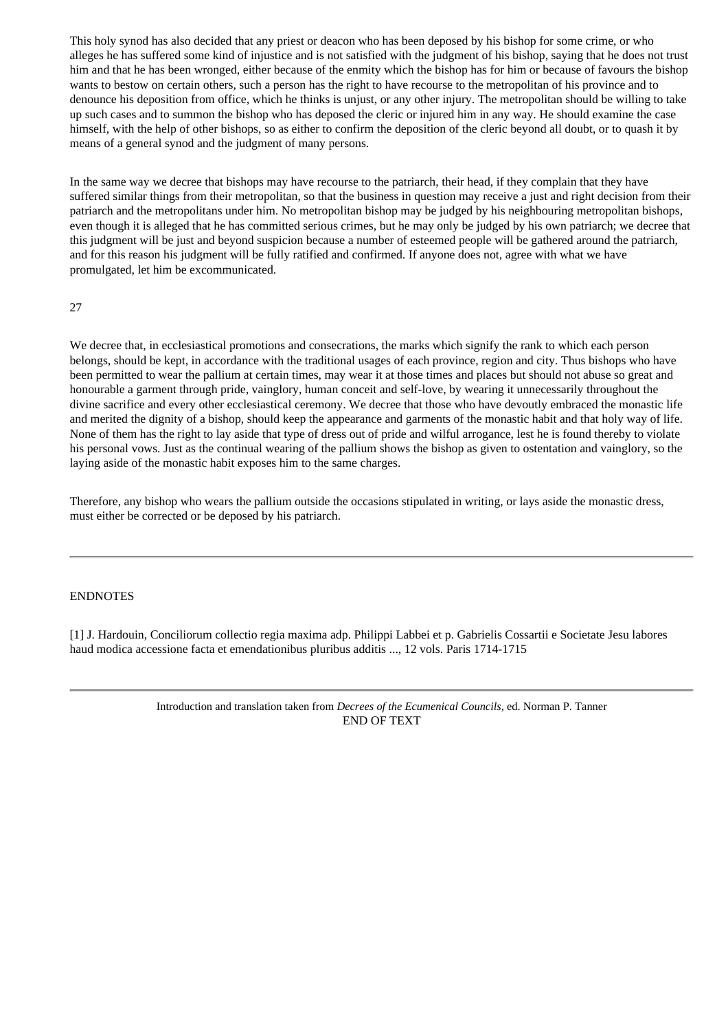This holy synod has also decided that any priest or deacon who has been deposed by his bishop for some crime, or who alleges he has suffered some kind of injustice and is not satisfied with the judgment of his bishop, saying that he does not trust him and that he has been wronged, either because of the enmity which the bishop has for him or because of favours the bishop wants to bestow on certain others, such a person has the right to have recourse to the metropolitan of his province and to denounce his deposition from office, which he thinks is unjust, or any other injury. The metropolitan should be willing to take up such cases and to summon the bishop who has deposed the cleric or injured him in any way. He should examine the case himself, with the help of other bishops, so as either to confirm the deposition of the cleric beyond all doubt, or to quash it by means of a general synod and the judgment of many persons.

In the same way we decree that bishops may have recourse to the patriarch, their head, if they complain that they have suffered similar things from their metropolitan, so that the business in question may receive a just and right decision from their patriarch and the metropolitans under him. No metropolitan bishop may be judged by his neighbouring metropolitan bishops, even though it is alleged that he has committed serious crimes, but he may only be judged by his own patriarch; we decree that this judgment will be just and beyond suspicion because a number of esteemed people will be gathered around the patriarch, and for this reason his judgment will be fully ratified and confirmed. If anyone does not, agree with what we have promulgated, let him be excommunicated.

27

We decree that, in ecclesiastical promotions and consecrations, the marks which signify the rank to which each person belongs, should be kept, in accordance with the traditional usages of each province, region and city. Thus bishops who have been permitted to wear the pallium at certain times, may wear it at those times and places but should not abuse so great and honourable a garment through pride, vainglory, human conceit and self-love, by wearing it unnecessarily throughout the divine sacrifice and every other ecclesiastical ceremony. We decree that those who have devoutly embraced the monastic life and merited the dignity of a bishop, should keep the appearance and garments of the monastic habit and that holy way of life. None of them has the right to lay aside that type of dress out of pride and wilful arrogance, lest he is found thereby to violate his personal vows. Just as the continual wearing of the pallium shows the bishop as given to ostentation and vainglory, so the laying aside of the monastic habit exposes him to the same charges.

Therefore, any bishop who wears the pallium outside the occasions stipulated in writing, or lays aside the monastic dress, must either be corrected or be deposed by his patriarch.

---

ENDNOTES

[1] J. Hardouin, Conciliorum collectio regia maxima adp. Philippi Labbei et p. Gabrielis Cossartii e Societate Jesu labores haud modica accessione facta et emendationibus pluribus additis ..., 12 vols. Paris 1714-1715

---

Introduction and translation taken from *Decrees of the Ecumenical Councils*, ed. Norman P. Tanner
END OF TEXT